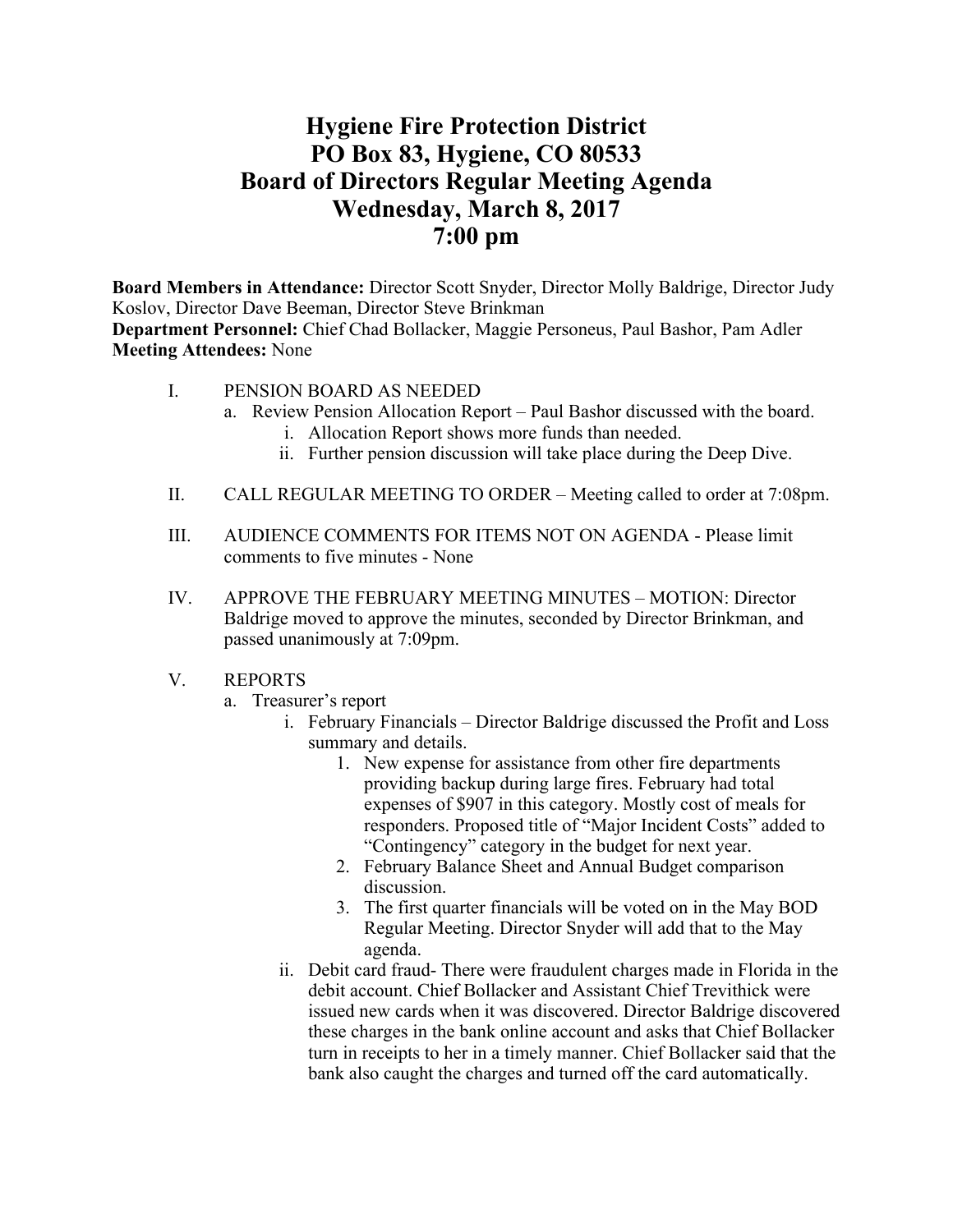# Hygiene Fire Protection District
# PO Box 83, Hygiene, CO 80533
# Board of Directors Regular Meeting Agenda
# Wednesday, March 8, 2017
# 7:00 pm

**Board Members in Attendance:** Director Scott Snyder, Director Molly Baldrige, Director Judy Koslov, Director Dave Beeman, Director Steve Brinkman
**Department Personnel:** Chief Chad Bollacker, Maggie Personeus, Paul Bashor, Pam Adler
**Meeting Attendees:** None

I. PENSION BOARD AS NEEDED
   a. Review Pension Allocation Report – Paul Bashor discussed with the board.
      i. Allocation Report shows more funds than needed.
      ii. Further pension discussion will take place during the Deep Dive.

II. CALL REGULAR MEETING TO ORDER – Meeting called to order at 7:08pm.

III. AUDIENCE COMMENTS FOR ITEMS NOT ON AGENDA - Please limit comments to five minutes - None

IV. APPROVE THE FEBRUARY MEETING MINUTES – MOTION: Director Baldrige moved to approve the minutes, seconded by Director Brinkman, and passed unanimously at 7:09pm.

V. REPORTS
   a. Treasurer's report
      i. February Financials – Director Baldrige discussed the Profit and Loss summary and details.
         1. New expense for assistance from other fire departments providing backup during large fires. February had total expenses of $907 in this category. Mostly cost of meals for responders. Proposed title of "Major Incident Costs" added to "Contingency" category in the budget for next year.
         2. February Balance Sheet and Annual Budget comparison discussion.
         3. The first quarter financials will be voted on in the May BOD Regular Meeting. Director Snyder will add that to the May agenda.
      ii. Debit card fraud- There were fraudulent charges made in Florida in the debit account. Chief Bollacker and Assistant Chief Trevithick were issued new cards when it was discovered. Director Baldrige discovered these charges in the bank online account and asks that Chief Bollacker turn in receipts to her in a timely manner. Chief Bollacker said that the bank also caught the charges and turned off the card automatically.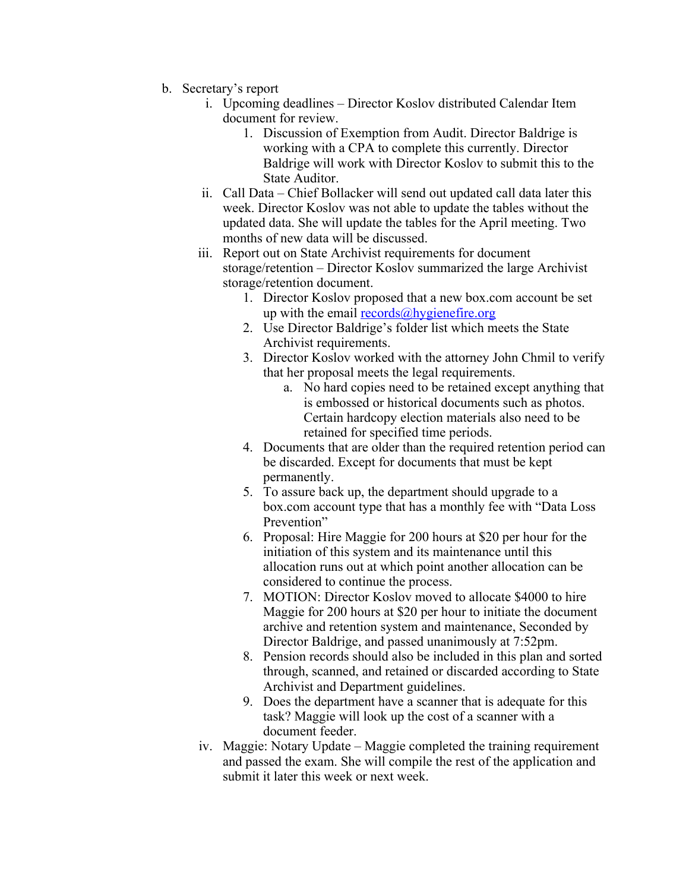b. Secretary's report
   i. Upcoming deadlines – Director Koslov distributed Calendar Item document for review.
      1. Discussion of Exemption from Audit. Director Baldrige is working with a CPA to complete this currently. Director Baldrige will work with Director Koslov to submit this to the State Auditor.
   ii. Call Data – Chief Bollacker will send out updated call data later this week. Director Koslov was not able to update the tables without the updated data. She will update the tables for the April meeting. Two months of new data will be discussed.
   iii. Report out on State Archivist requirements for document storage/retention – Director Koslov summarized the large Archivist storage/retention document.
      1. Director Koslov proposed that a new box.com account be set up with the email [records@hygienefire.org](mailto:records@hygienefire.org)
      2. Use Director Baldrige's folder list which meets the State Archivist requirements.
      3. Director Koslov worked with the attorney John Chmil to verify that her proposal meets the legal requirements.
         a. No hard copies need to be retained except anything that is embossed or historical documents such as photos. Certain hardcopy election materials also need to be retained for specified time periods.
      4. Documents that are older than the required retention period can be discarded. Except for documents that must be kept permanently.
      5. To assure back up, the department should upgrade to a box.com account type that has a monthly fee with "Data Loss Prevention"
      6. Proposal: Hire Maggie for 200 hours at $20 per hour for the initiation of this system and its maintenance until this allocation runs out at which point another allocation can be considered to continue the process.
      7. MOTION: Director Koslov moved to allocate $4000 to hire Maggie for 200 hours at $20 per hour to initiate the document archive and retention system and maintenance, Seconded by Director Baldrige, and passed unanimously at 7:52pm.
      8. Pension records should also be included in this plan and sorted through, scanned, and retained or discarded according to State Archivist and Department guidelines.
      9. Does the department have a scanner that is adequate for this task? Maggie will look up the cost of a scanner with a document feeder.
   iv. Maggie: Notary Update – Maggie completed the training requirement and passed the exam. She will compile the rest of the application and submit it later this week or next week.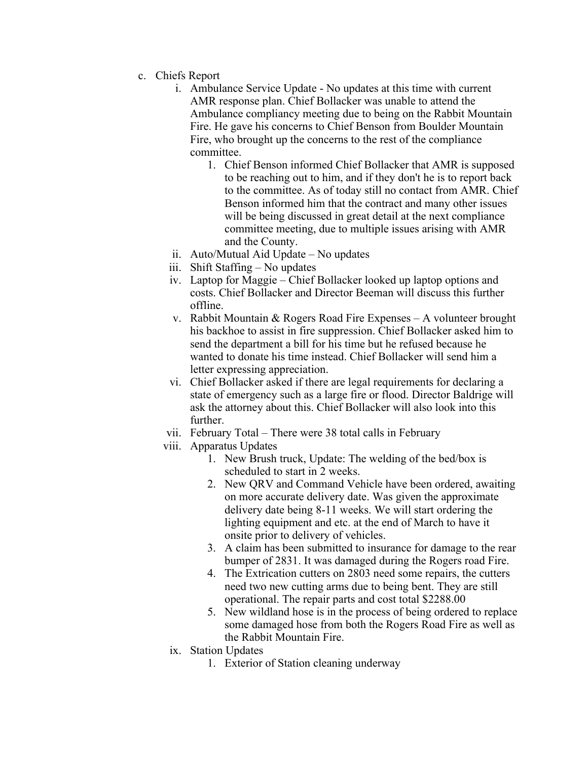c. Chiefs Report

   i. Ambulance Service Update - No updates at this time with current AMR response plan. Chief Bollacker was unable to attend the Ambulance compliancy meeting due to being on the Rabbit Mountain Fire. He gave his concerns to Chief Benson from Boulder Mountain Fire, who brought up the concerns to the rest of the compliance committee.

      1. Chief Benson informed Chief Bollacker that AMR is supposed to be reaching out to him, and if they don't he is to report back to the committee. As of today still no contact from AMR. Chief Benson informed him that the contract and many other issues will be being discussed in great detail at the next compliance committee meeting, due to multiple issues arising with AMR and the County.

   ii. Auto/Mutual Aid Update – No updates

   iii. Shift Staffing – No updates

   iv. Laptop for Maggie – Chief Bollacker looked up laptop options and costs. Chief Bollacker and Director Beeman will discuss this further offline.

   v. Rabbit Mountain & Rogers Road Fire Expenses – A volunteer brought his backhoe to assist in fire suppression. Chief Bollacker asked him to send the department a bill for his time but he refused because he wanted to donate his time instead. Chief Bollacker will send him a letter expressing appreciation.

   vi. Chief Bollacker asked if there are legal requirements for declaring a state of emergency such as a large fire or flood. Director Baldrige will ask the attorney about this. Chief Bollacker will also look into this further.

   vii. February Total – There were 38 total calls in February

   viii. Apparatus Updates

      1. New Brush truck, Update: The welding of the bed/box is scheduled to start in 2 weeks.
      2. New QRV and Command Vehicle have been ordered, awaiting on more accurate delivery date. Was given the approximate delivery date being 8-11 weeks. We will start ordering the lighting equipment and etc. at the end of March to have it onsite prior to delivery of vehicles.
      3. A claim has been submitted to insurance for damage to the rear bumper of 2831. It was damaged during the Rogers road Fire.
      4. The Extrication cutters on 2803 need some repairs, the cutters need two new cutting arms due to being bent. They are still operational. The repair parts and cost total $2288.00
      5. New wildland hose is in the process of being ordered to replace some damaged hose from both the Rogers Road Fire as well as the Rabbit Mountain Fire.

   ix. Station Updates

      1. Exterior of Station cleaning underway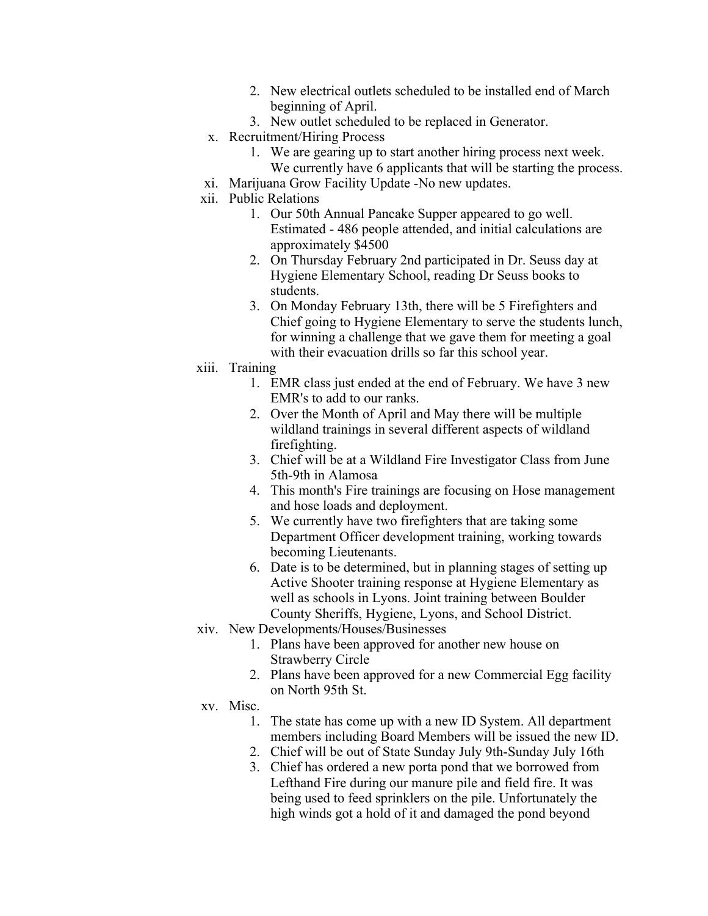2. New electrical outlets scheduled to be installed end of March beginning of April.
3. New outlet scheduled to be replaced in Generator.

x. Recruitment/Hiring Process
   1. We are gearing up to start another hiring process next week. We currently have 6 applicants that will be starting the process.

xi. Marijuana Grow Facility Update -No new updates.

xii. Public Relations
   1. Our 50th Annual Pancake Supper appeared to go well. Estimated - 486 people attended, and initial calculations are approximately $4500
   2. On Thursday February 2nd participated in Dr. Seuss day at Hygiene Elementary School, reading Dr Seuss books to students.
   3. On Monday February 13th, there will be 5 Firefighters and Chief going to Hygiene Elementary to serve the students lunch, for winning a challenge that we gave them for meeting a goal with their evacuation drills so far this school year.

xiii. Training
   1. EMR class just ended at the end of February. We have 3 new EMR's to add to our ranks.
   2. Over the Month of April and May there will be multiple wildland trainings in several different aspects of wildland firefighting.
   3. Chief will be at a Wildland Fire Investigator Class from June 5th-9th in Alamosa
   4. This month's Fire trainings are focusing on Hose management and hose loads and deployment.
   5. We currently have two firefighters that are taking some Department Officer development training, working towards becoming Lieutenants.
   6. Date is to be determined, but in planning stages of setting up Active Shooter training response at Hygiene Elementary as well as schools in Lyons. Joint training between Boulder County Sheriffs, Hygiene, Lyons, and School District.

xiv. New Developments/Houses/Businesses
   1. Plans have been approved for another new house on Strawberry Circle
   2. Plans have been approved for a new Commercial Egg facility on North 95th St.

xv. Misc.
   1. The state has come up with a new ID System. All department members including Board Members will be issued the new ID.
   2. Chief will be out of State Sunday July 9th-Sunday July 16th
   3. Chief has ordered a new porta pond that we borrowed from Lefthand Fire during our manure pile and field fire. It was being used to feed sprinklers on the pile. Unfortunately the high winds got a hold of it and damaged the pond beyond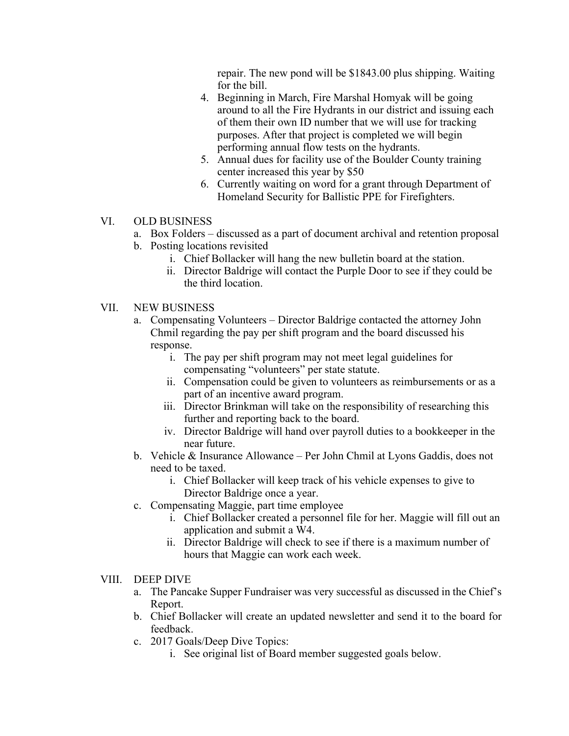repair. The new pond will be $1843.00 plus shipping. Waiting for the bill.

4. Beginning in March, Fire Marshal Homyak will be going around to all the Fire Hydrants in our district and issuing each of them their own ID number that we will use for tracking purposes. After that project is completed we will begin performing annual flow tests on the hydrants.
5. Annual dues for facility use of the Boulder County training center increased this year by $50
6. Currently waiting on word for a grant through Department of Homeland Security for Ballistic PPE for Firefighters.

VI. OLD BUSINESS

a. Box Folders – discussed as a part of document archival and retention proposal

b. Posting locations revisited

   i. Chief Bollacker will hang the new bulletin board at the station.

   ii. Director Baldrige will contact the Purple Door to see if they could be the third location.

VII. NEW BUSINESS

a. Compensating Volunteers – Director Baldrige contacted the attorney John Chmil regarding the pay per shift program and the board discussed his response.

   i. The pay per shift program may not meet legal guidelines for compensating "volunteers" per state statute.

   ii. Compensation could be given to volunteers as reimbursements or as a part of an incentive award program.

   iii. Director Brinkman will take on the responsibility of researching this further and reporting back to the board.

   iv. Director Baldrige will hand over payroll duties to a bookkeeper in the near future.

b. Vehicle & Insurance Allowance – Per John Chmil at Lyons Gaddis, does not need to be taxed.

   i. Chief Bollacker will keep track of his vehicle expenses to give to Director Baldrige once a year.

c. Compensating Maggie, part time employee

   i. Chief Bollacker created a personnel file for her. Maggie will fill out an application and submit a W4.

   ii. Director Baldrige will check to see if there is a maximum number of hours that Maggie can work each week.

VIII. DEEP DIVE

a. The Pancake Supper Fundraiser was very successful as discussed in the Chief's Report.

b. Chief Bollacker will create an updated newsletter and send it to the board for feedback.

c. 2017 Goals/Deep Dive Topics:

   i. See original list of Board member suggested goals below.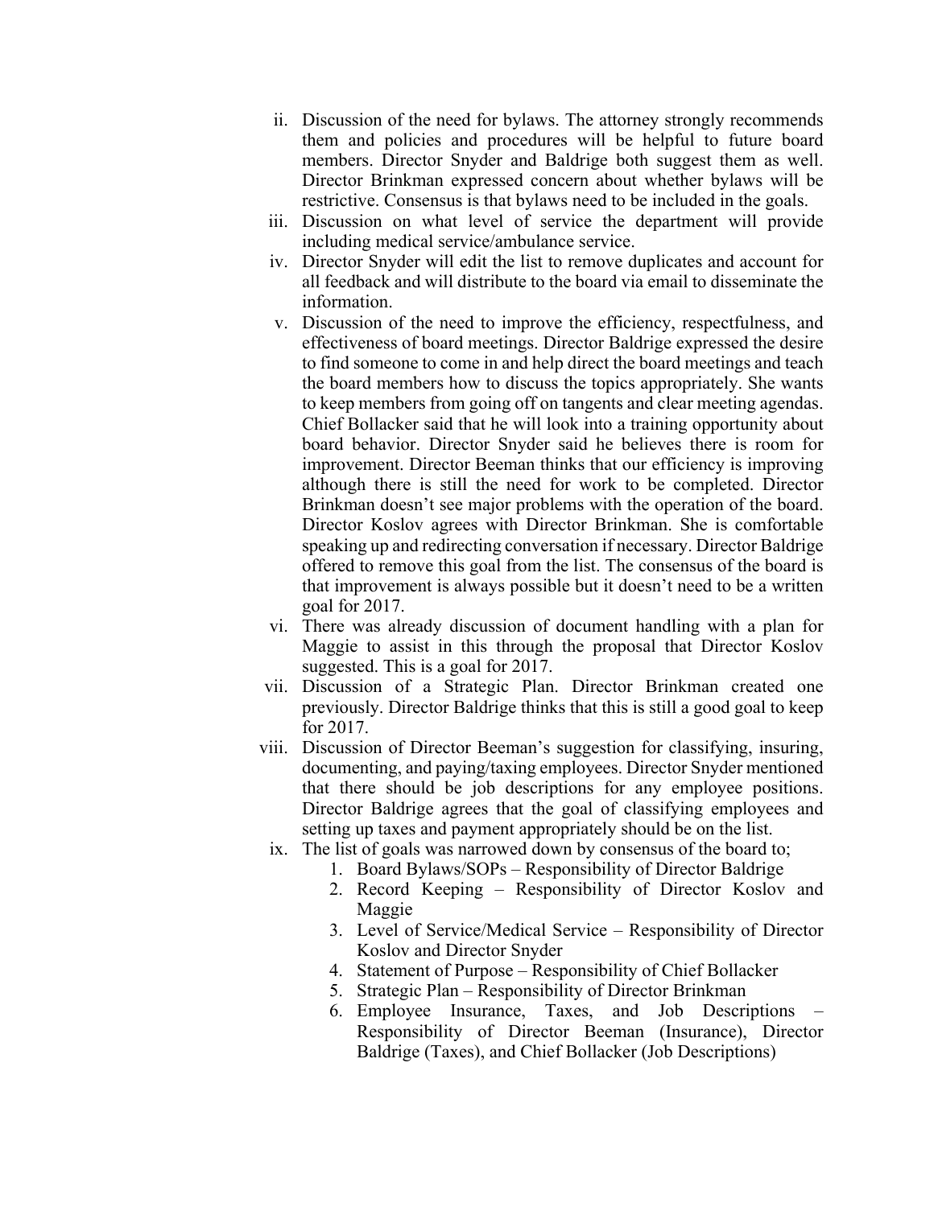ii. Discussion of the need for bylaws. The attorney strongly recommends them and policies and procedures will be helpful to future board members. Director Snyder and Baldrige both suggest them as well. Director Brinkman expressed concern about whether bylaws will be restrictive. Consensus is that bylaws need to be included in the goals.

iii. Discussion on what level of service the department will provide including medical service/ambulance service.

iv. Director Snyder will edit the list to remove duplicates and account for all feedback and will distribute to the board via email to disseminate the information.

v. Discussion of the need to improve the efficiency, respectfulness, and effectiveness of board meetings. Director Baldrige expressed the desire to find someone to come in and help direct the board meetings and teach the board members how to discuss the topics appropriately. She wants to keep members from going off on tangents and clear meeting agendas. Chief Bollacker said that he will look into a training opportunity about board behavior. Director Snyder said he believes there is room for improvement. Director Beeman thinks that our efficiency is improving although there is still the need for work to be completed. Director Brinkman doesn't see major problems with the operation of the board. Director Koslov agrees with Director Brinkman. She is comfortable speaking up and redirecting conversation if necessary. Director Baldrige offered to remove this goal from the list. The consensus of the board is that improvement is always possible but it doesn't need to be a written goal for 2017.

vi. There was already discussion of document handling with a plan for Maggie to assist in this through the proposal that Director Koslov suggested. This is a goal for 2017.

vii. Discussion of a Strategic Plan. Director Brinkman created one previously. Director Baldrige thinks that this is still a good goal to keep for 2017.

viii. Discussion of Director Beeman's suggestion for classifying, insuring, documenting, and paying/taxing employees. Director Snyder mentioned that there should be job descriptions for any employee positions. Director Baldrige agrees that the goal of classifying employees and setting up taxes and payment appropriately should be on the list.

ix. The list of goals was narrowed down by consensus of the board to;
   1. Board Bylaws/SOPs – Responsibility of Director Baldrige
   2. Record Keeping – Responsibility of Director Koslov and Maggie
   3. Level of Service/Medical Service – Responsibility of Director Koslov and Director Snyder
   4. Statement of Purpose – Responsibility of Chief Bollacker
   5. Strategic Plan – Responsibility of Director Brinkman
   6. Employee Insurance, Taxes, and Job Descriptions – Responsibility of Director Beeman (Insurance), Director Baldrige (Taxes), and Chief Bollacker (Job Descriptions)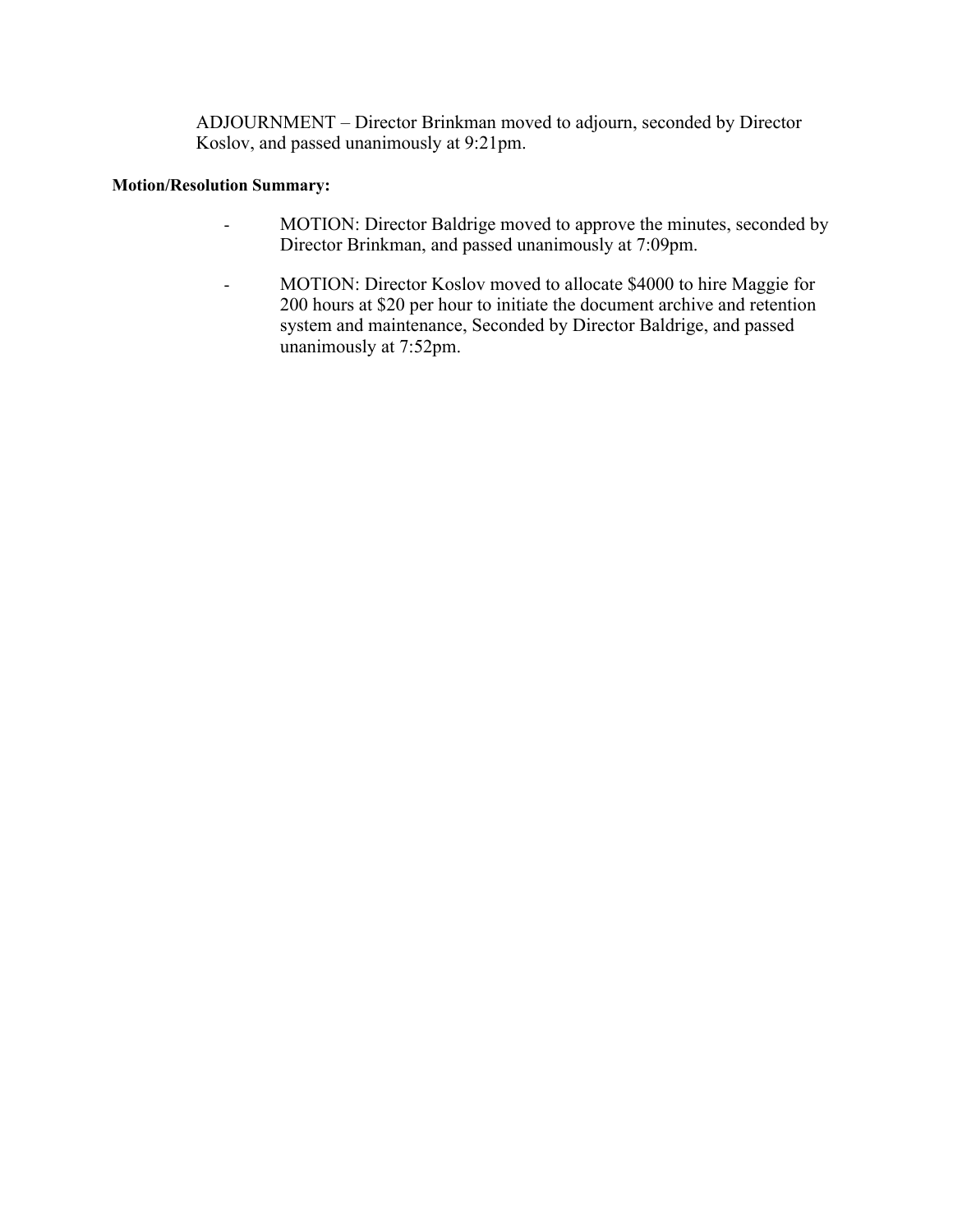ADJOURNMENT – Director Brinkman moved to adjourn, seconded by Director Koslov, and passed unanimously at 9:21pm.

**Motion/Resolution Summary:**

- MOTION: Director Baldrige moved to approve the minutes, seconded by Director Brinkman, and passed unanimously at 7:09pm.
- MOTION: Director Koslov moved to allocate $4000 to hire Maggie for 200 hours at $20 per hour to initiate the document archive and retention system and maintenance, Seconded by Director Baldrige, and passed unanimously at 7:52pm.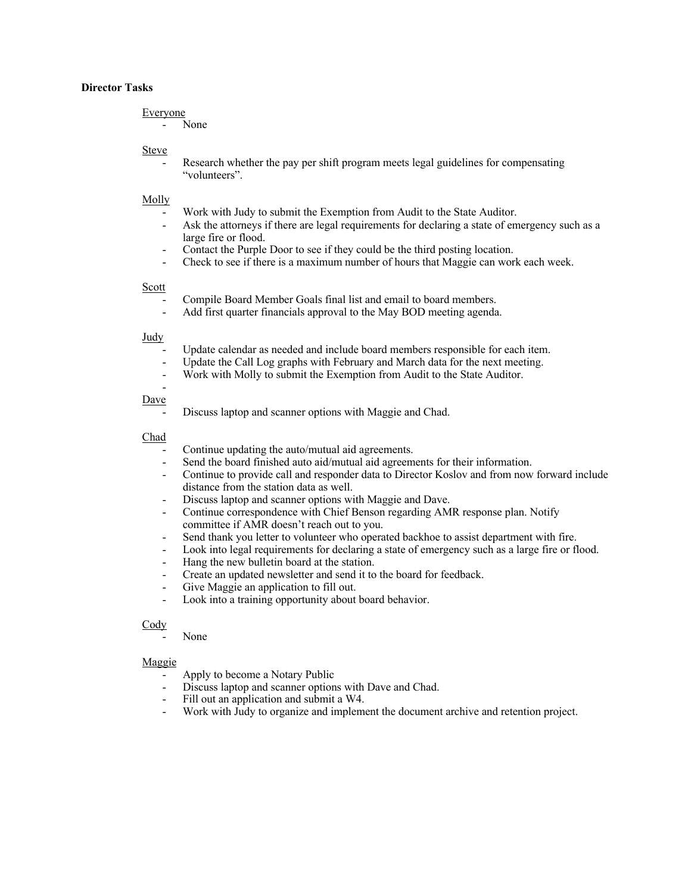**Director Tasks**

Everyone

- None

Steve

- Research whether the pay per shift program meets legal guidelines for compensating "volunteers".

Molly

- Work with Judy to submit the Exemption from Audit to the State Auditor.
- Ask the attorneys if there are legal requirements for declaring a state of emergency such as a large fire or flood.
- Contact the Purple Door to see if they could be the third posting location.
- Check to see if there is a maximum number of hours that Maggie can work each week.

Scott

- Compile Board Member Goals final list and email to board members.
- Add first quarter financials approval to the May BOD meeting agenda.

Judy

- Update calendar as needed and include board members responsible for each item.
- Update the Call Log graphs with February and March data for the next meeting.
- Work with Molly to submit the Exemption from Audit to the State Auditor.
-

Dave

- Discuss laptop and scanner options with Maggie and Chad.

Chad

- Continue updating the auto/mutual aid agreements.
- Send the board finished auto aid/mutual aid agreements for their information.
- Continue to provide call and responder data to Director Koslov and from now forward include distance from the station data as well.
- Discuss laptop and scanner options with Maggie and Dave.
- Continue correspondence with Chief Benson regarding AMR response plan. Notify committee if AMR doesn't reach out to you.
- Send thank you letter to volunteer who operated backhoe to assist department with fire.
- Look into legal requirements for declaring a state of emergency such as a large fire or flood.
- Hang the new bulletin board at the station.
- Create an updated newsletter and send it to the board for feedback.
- Give Maggie an application to fill out.
- Look into a training opportunity about board behavior.

Cody

- None

Maggie

- Apply to become a Notary Public
- Discuss laptop and scanner options with Dave and Chad.
- Fill out an application and submit a W4.
- Work with Judy to organize and implement the document archive and retention project.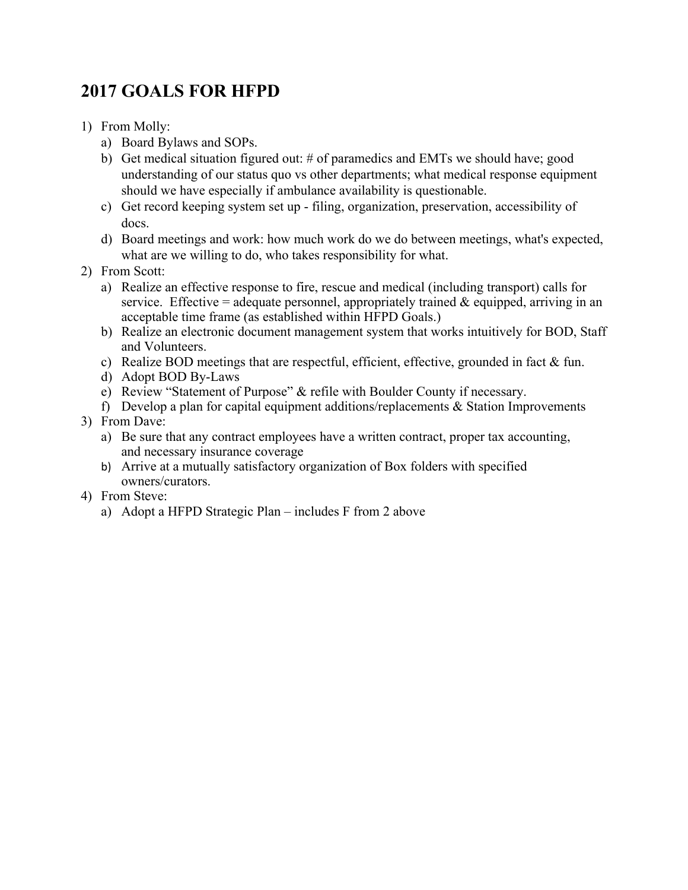## 2017 GOALS FOR HFPD

1) From Molly:
   a) Board Bylaws and SOPs.
   b) Get medical situation figured out: # of paramedics and EMTs we should have; good understanding of our status quo vs other departments; what medical response equipment should we have especially if ambulance availability is questionable.
   c) Get record keeping system set up - filing, organization, preservation, accessibility of docs.
   d) Board meetings and work: how much work do we do between meetings, what's expected, what are we willing to do, who takes responsibility for what.
2) From Scott:
   a) Realize an effective response to fire, rescue and medical (including transport) calls for service. Effective = adequate personnel, appropriately trained & equipped, arriving in an acceptable time frame (as established within HFPD Goals.)
   b) Realize an electronic document management system that works intuitively for BOD, Staff and Volunteers.
   c) Realize BOD meetings that are respectful, efficient, effective, grounded in fact & fun.
   d) Adopt BOD By-Laws
   e) Review "Statement of Purpose" & refile with Boulder County if necessary.
   f) Develop a plan for capital equipment additions/replacements & Station Improvements
3) From Dave:
   a) Be sure that any contract employees have a written contract, proper tax accounting, and necessary insurance coverage
   b) Arrive at a mutually satisfactory organization of Box folders with specified owners/curators.
4) From Steve:
   a) Adopt a HFPD Strategic Plan – includes F from 2 above